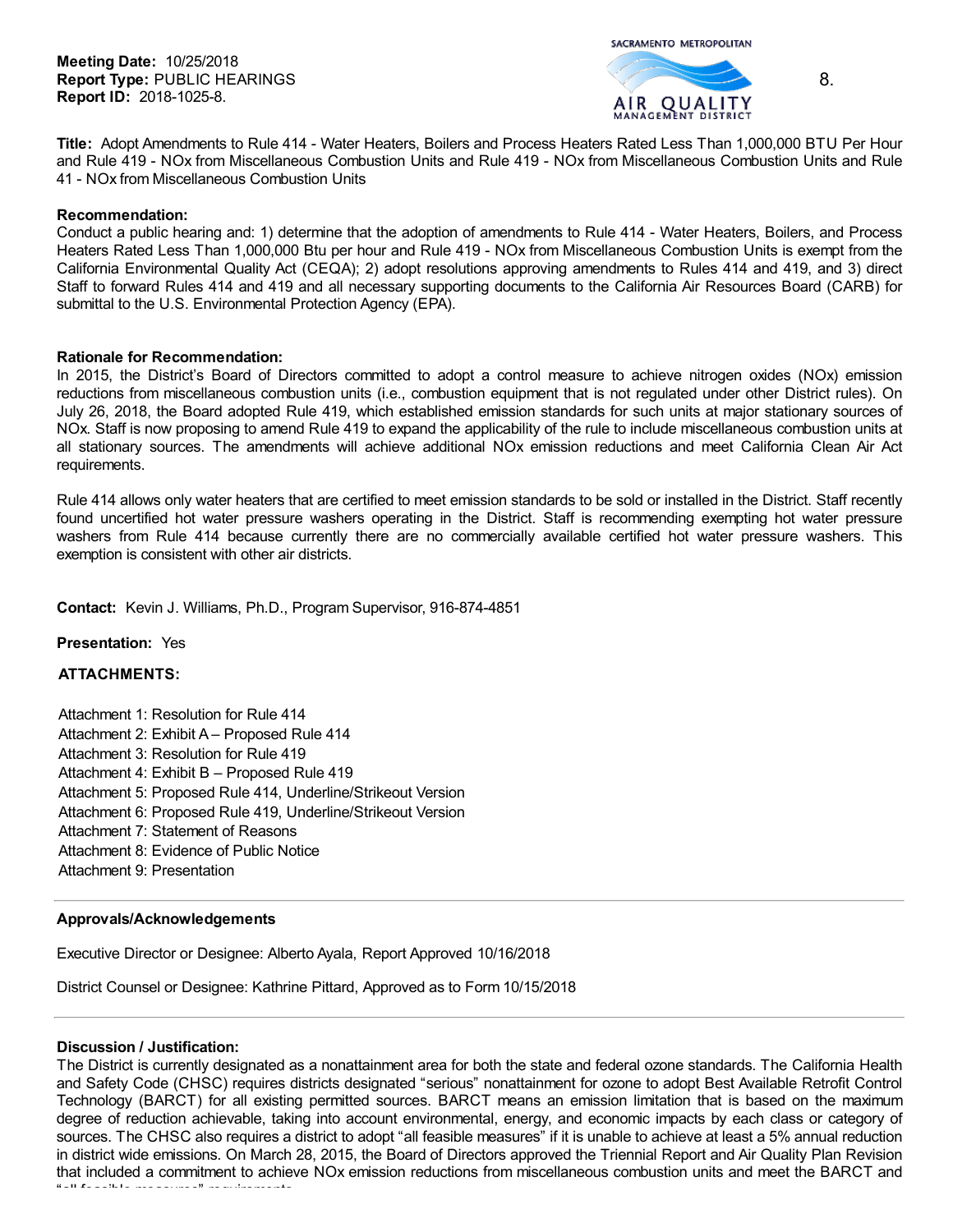**Meeting Date:** 10/25/2018
**Report Type:** PUBLIC HEARINGS
**Report ID:** 2018-1025-8.

8.

**Title:** Adopt Amendments to Rule 414 - Water Heaters, Boilers and Process Heaters Rated Less Than 1,000,000 BTU Per Hour and Rule 419 - NOx from Miscellaneous Combustion Units and Rule 419 - NOx from Miscellaneous Combustion Units and Rule 41 - NOx from Miscellaneous Combustion Units

**Recommendation:**
Conduct a public hearing and: 1) determine that the adoption of amendments to Rule 414 - Water Heaters, Boilers, and Process Heaters Rated Less Than 1,000,000 Btu per hour and Rule 419 - NOx from Miscellaneous Combustion Units is exempt from the California Environmental Quality Act (CEQA); 2) adopt resolutions approving amendments to Rules 414 and 419, and 3) direct Staff to forward Rules 414 and 419 and all necessary supporting documents to the California Air Resources Board (CARB) for submittal to the U.S. Environmental Protection Agency (EPA).

**Rationale for Recommendation:**
In 2015, the District's Board of Directors committed to adopt a control measure to achieve nitrogen oxides (NOx) emission reductions from miscellaneous combustion units (i.e., combustion equipment that is not regulated under other District rules). On July 26, 2018, the Board adopted Rule 419, which established emission standards for such units at major stationary sources of NOx. Staff is now proposing to amend Rule 419 to expand the applicability of the rule to include miscellaneous combustion units at all stationary sources. The amendments will achieve additional NOx emission reductions and meet California Clean Air Act requirements.

Rule 414 allows only water heaters that are certified to meet emission standards to be sold or installed in the District. Staff recently found uncertified hot water pressure washers operating in the District. Staff is recommending exempting hot water pressure washers from Rule 414 because currently there are no commercially available certified hot water pressure washers. This exemption is consistent with other air districts.

**Contact:** Kevin J. Williams, Ph.D., Program Supervisor, 916-874-4851

**Presentation:** Yes

**ATTACHMENTS:**

Attachment 1: Resolution for Rule 414
Attachment 2: Exhibit A – Proposed Rule 414
Attachment 3: Resolution for Rule 419
Attachment 4: Exhibit B – Proposed Rule 419
Attachment 5: Proposed Rule 414, Underline/Strikeout Version
Attachment 6: Proposed Rule 419, Underline/Strikeout Version
Attachment 7: Statement of Reasons
Attachment 8: Evidence of Public Notice
Attachment 9: Presentation

---

**Approvals/Acknowledgements**

Executive Director or Designee: Alberto Ayala, Report Approved 10/16/2018

District Counsel or Designee: Kathrine Pittard, Approved as to Form 10/15/2018

---

**Discussion / Justification:**
The District is currently designated as a nonattainment area for both the state and federal ozone standards. The California Health and Safety Code (CHSC) requires districts designated "serious" nonattainment for ozone to adopt Best Available Retrofit Control Technology (BARCT) for all existing permitted sources. BARCT means an emission limitation that is based on the maximum degree of reduction achievable, taking into account environmental, energy, and economic impacts by each class or category of sources. The CHSC also requires a district to adopt "all feasible measures" if it is unable to achieve at least a 5% annual reduction in district wide emissions. On March 28, 2015, the Board of Directors approved the Triennial Report and Air Quality Plan Revision that included a commitment to achieve NOx emission reductions from miscellaneous combustion units and meet the BARCT and "all feasible measures" requirements.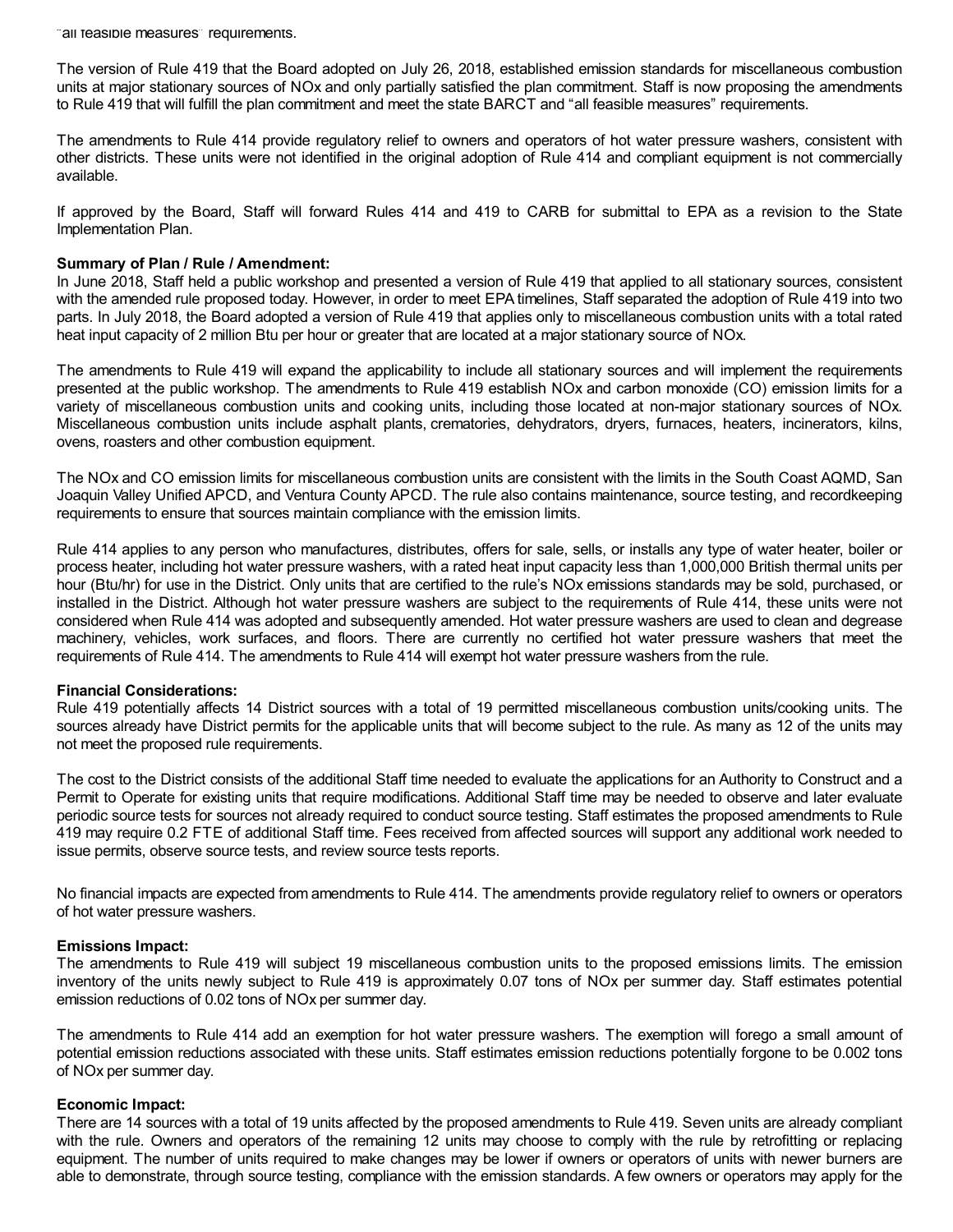"all feasible measures" requirements.

The version of Rule 419 that the Board adopted on July 26, 2018, established emission standards for miscellaneous combustion units at major stationary sources of NOx and only partially satisfied the plan commitment. Staff is now proposing the amendments to Rule 419 that will fulfill the plan commitment and meet the state BARCT and "all feasible measures" requirements.

The amendments to Rule 414 provide regulatory relief to owners and operators of hot water pressure washers, consistent with other districts. These units were not identified in the original adoption of Rule 414 and compliant equipment is not commercially available.

If approved by the Board, Staff will forward Rules 414 and 419 to CARB for submittal to EPA as a revision to the State Implementation Plan.

**Summary of Plan / Rule / Amendment:**

In June 2018, Staff held a public workshop and presented a version of Rule 419 that applied to all stationary sources, consistent with the amended rule proposed today. However, in order to meet EPA timelines, Staff separated the adoption of Rule 419 into two parts. In July 2018, the Board adopted a version of Rule 419 that applies only to miscellaneous combustion units with a total rated heat input capacity of 2 million Btu per hour or greater that are located at a major stationary source of NOx.

The amendments to Rule 419 will expand the applicability to include all stationary sources and will implement the requirements presented at the public workshop. The amendments to Rule 419 establish NOx and carbon monoxide (CO) emission limits for a variety of miscellaneous combustion units and cooking units, including those located at non-major stationary sources of NOx. Miscellaneous combustion units include asphalt plants, crematories, dehydrators, dryers, furnaces, heaters, incinerators, kilns, ovens, roasters and other combustion equipment.

The NOx and CO emission limits for miscellaneous combustion units are consistent with the limits in the South Coast AQMD, San Joaquin Valley Unified APCD, and Ventura County APCD. The rule also contains maintenance, source testing, and recordkeeping requirements to ensure that sources maintain compliance with the emission limits.

Rule 414 applies to any person who manufactures, distributes, offers for sale, sells, or installs any type of water heater, boiler or process heater, including hot water pressure washers, with a rated heat input capacity less than 1,000,000 British thermal units per hour (Btu/hr) for use in the District. Only units that are certified to the rule's NOx emissions standards may be sold, purchased, or installed in the District. Although hot water pressure washers are subject to the requirements of Rule 414, these units were not considered when Rule 414 was adopted and subsequently amended. Hot water pressure washers are used to clean and degrease machinery, vehicles, work surfaces, and floors. There are currently no certified hot water pressure washers that meet the requirements of Rule 414. The amendments to Rule 414 will exempt hot water pressure washers from the rule.

**Financial Considerations:**

Rule 419 potentially affects 14 District sources with a total of 19 permitted miscellaneous combustion units/cooking units. The sources already have District permits for the applicable units that will become subject to the rule. As many as 12 of the units may not meet the proposed rule requirements.

The cost to the District consists of the additional Staff time needed to evaluate the applications for an Authority to Construct and a Permit to Operate for existing units that require modifications. Additional Staff time may be needed to observe and later evaluate periodic source tests for sources not already required to conduct source testing. Staff estimates the proposed amendments to Rule 419 may require 0.2 FTE of additional Staff time. Fees received from affected sources will support any additional work needed to issue permits, observe source tests, and review source tests reports.

No financial impacts are expected from amendments to Rule 414. The amendments provide regulatory relief to owners or operators of hot water pressure washers.

**Emissions Impact:**

The amendments to Rule 419 will subject 19 miscellaneous combustion units to the proposed emissions limits. The emission inventory of the units newly subject to Rule 419 is approximately 0.07 tons of NOx per summer day. Staff estimates potential emission reductions of 0.02 tons of NOx per summer day.

The amendments to Rule 414 add an exemption for hot water pressure washers. The exemption will forego a small amount of potential emission reductions associated with these units. Staff estimates emission reductions potentially forgone to be 0.002 tons of NOx per summer day.

**Economic Impact:**

There are 14 sources with a total of 19 units affected by the proposed amendments to Rule 419. Seven units are already compliant with the rule. Owners and operators of the remaining 12 units may choose to comply with the rule by retrofitting or replacing equipment. The number of units required to make changes may be lower if owners or operators of units with newer burners are able to demonstrate, through source testing, compliance with the emission standards. A few owners or operators may apply for the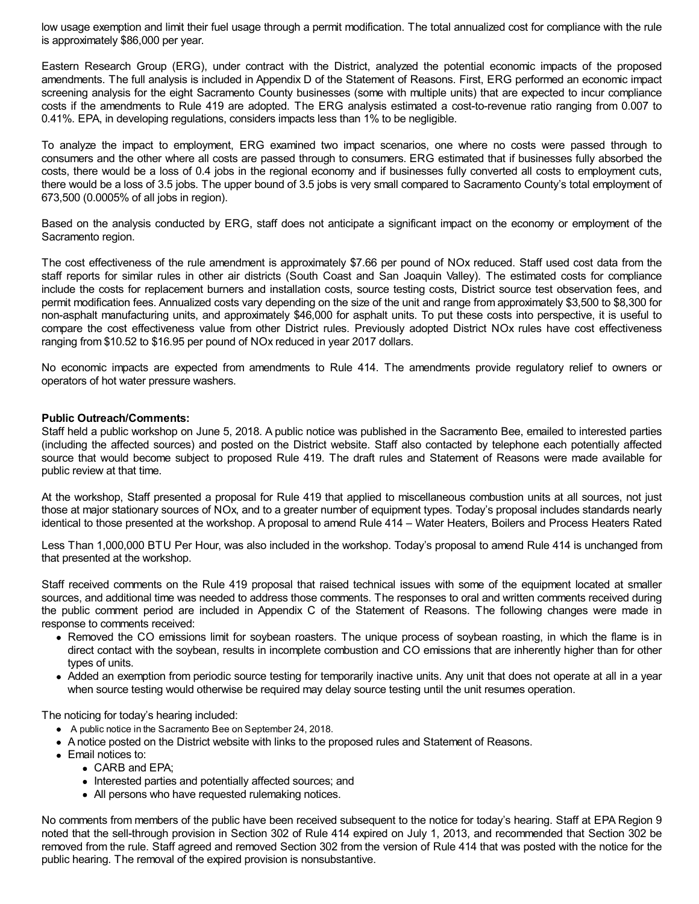low usage exemption and limit their fuel usage through a permit modification. The total annualized cost for compliance with the rule is approximately $86,000 per year.

Eastern Research Group (ERG), under contract with the District, analyzed the potential economic impacts of the proposed amendments. The full analysis is included in Appendix D of the Statement of Reasons. First, ERG performed an economic impact screening analysis for the eight Sacramento County businesses (some with multiple units) that are expected to incur compliance costs if the amendments to Rule 419 are adopted. The ERG analysis estimated a cost-to-revenue ratio ranging from 0.007 to 0.41%. EPA, in developing regulations, considers impacts less than 1% to be negligible.

To analyze the impact to employment, ERG examined two impact scenarios, one where no costs were passed through to consumers and the other where all costs are passed through to consumers. ERG estimated that if businesses fully absorbed the costs, there would be a loss of 0.4 jobs in the regional economy and if businesses fully converted all costs to employment cuts, there would be a loss of 3.5 jobs. The upper bound of 3.5 jobs is very small compared to Sacramento County's total employment of 673,500 (0.0005% of all jobs in region).

Based on the analysis conducted by ERG, staff does not anticipate a significant impact on the economy or employment of the Sacramento region.

The cost effectiveness of the rule amendment is approximately $7.66 per pound of NOx reduced. Staff used cost data from the staff reports for similar rules in other air districts (South Coast and San Joaquin Valley). The estimated costs for compliance include the costs for replacement burners and installation costs, source testing costs, District source test observation fees, and permit modification fees. Annualized costs vary depending on the size of the unit and range from approximately $3,500 to $8,300 for non-asphalt manufacturing units, and approximately $46,000 for asphalt units. To put these costs into perspective, it is useful to compare the cost effectiveness value from other District rules. Previously adopted District NOx rules have cost effectiveness ranging from $10.52 to $16.95 per pound of NOx reduced in year 2017 dollars.

No economic impacts are expected from amendments to Rule 414. The amendments provide regulatory relief to owners or operators of hot water pressure washers.

**Public Outreach/Comments:**
Staff held a public workshop on June 5, 2018. A public notice was published in the Sacramento Bee, emailed to interested parties (including the affected sources) and posted on the District website. Staff also contacted by telephone each potentially affected source that would become subject to proposed Rule 419. The draft rules and Statement of Reasons were made available for public review at that time.

At the workshop, Staff presented a proposal for Rule 419 that applied to miscellaneous combustion units at all sources, not just those at major stationary sources of NOx, and to a greater number of equipment types. Today's proposal includes standards nearly identical to those presented at the workshop. A proposal to amend Rule 414 – Water Heaters, Boilers and Process Heaters Rated Less Than 1,000,000 BTU Per Hour, was also included in the workshop. Today's proposal to amend Rule 414 is unchanged from that presented at the workshop.

Staff received comments on the Rule 419 proposal that raised technical issues with some of the equipment located at smaller sources, and additional time was needed to address those comments. The responses to oral and written comments received during the public comment period are included in Appendix C of the Statement of Reasons. The following changes were made in response to comments received:

- Removed the CO emissions limit for soybean roasters. The unique process of soybean roasting, in which the flame is in direct contact with the soybean, results in incomplete combustion and CO emissions that are inherently higher than for other types of units.
- Added an exemption from periodic source testing for temporarily inactive units. Any unit that does not operate at all in a year when source testing would otherwise be required may delay source testing until the unit resumes operation.

The noticing for today's hearing included:

- A public notice in the Sacramento Bee on September 24, 2018.
- A notice posted on the District website with links to the proposed rules and Statement of Reasons.
- Email notices to:
  - CARB and EPA;
  - Interested parties and potentially affected sources; and
  - All persons who have requested rulemaking notices.

No comments from members of the public have been received subsequent to the notice for today's hearing. Staff at EPA Region 9 noted that the sell-through provision in Section 302 of Rule 414 expired on July 1, 2013, and recommended that Section 302 be removed from the rule. Staff agreed and removed Section 302 from the version of Rule 414 that was posted with the notice for the public hearing. The removal of the expired provision is nonsubstantive.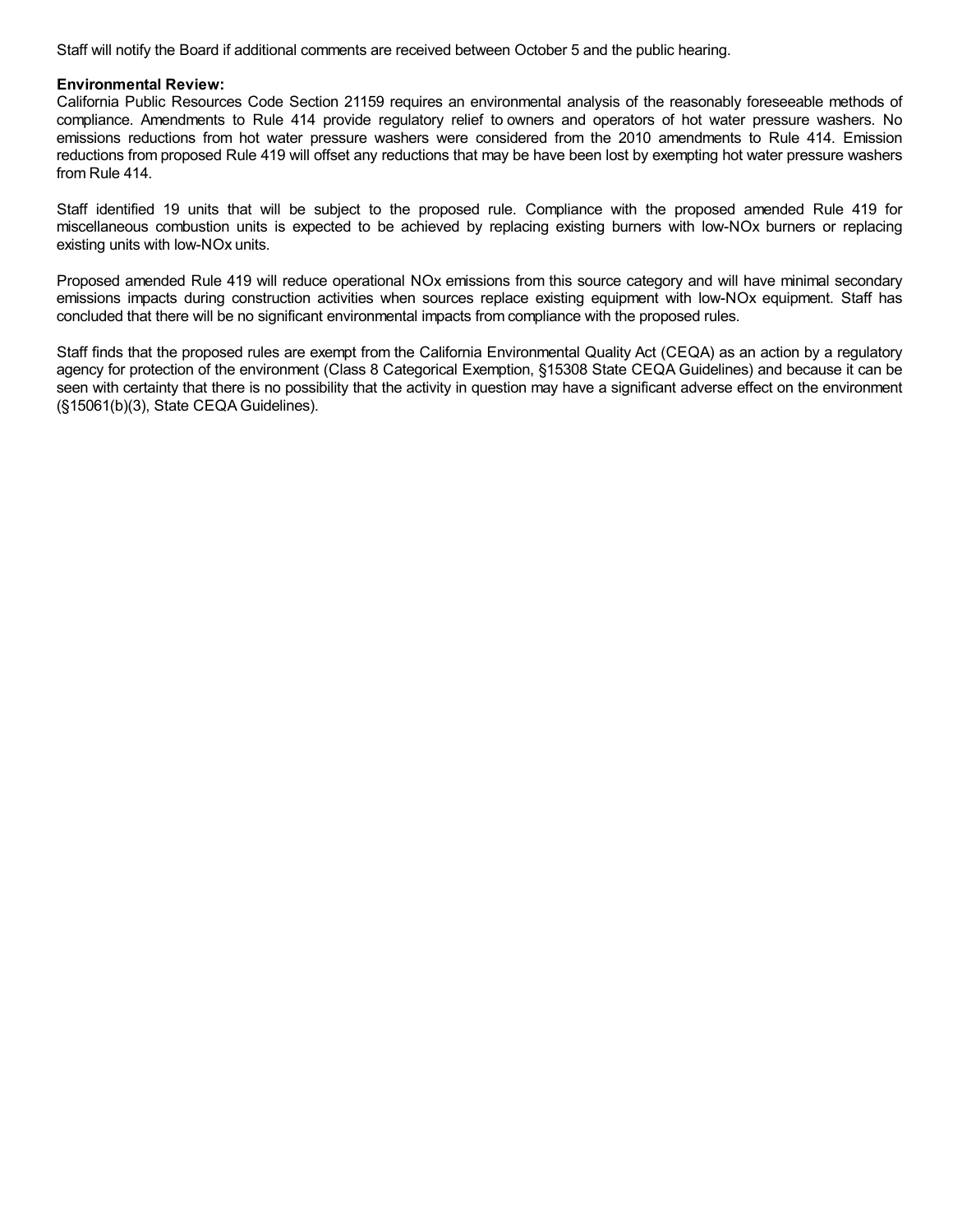Staff will notify the Board if additional comments are received between October 5 and the public hearing.

**Environmental Review:**
California Public Resources Code Section 21159 requires an environmental analysis of the reasonably foreseeable methods of compliance. Amendments to Rule 414 provide regulatory relief to owners and operators of hot water pressure washers. No emissions reductions from hot water pressure washers were considered from the 2010 amendments to Rule 414. Emission reductions from proposed Rule 419 will offset any reductions that may be have been lost by exempting hot water pressure washers from Rule 414.

Staff identified 19 units that will be subject to the proposed rule. Compliance with the proposed amended Rule 419 for miscellaneous combustion units is expected to be achieved by replacing existing burners with low-NOx burners or replacing existing units with low-NOx units.

Proposed amended Rule 419 will reduce operational NOx emissions from this source category and will have minimal secondary emissions impacts during construction activities when sources replace existing equipment with low-NOx equipment. Staff has concluded that there will be no significant environmental impacts from compliance with the proposed rules.

Staff finds that the proposed rules are exempt from the California Environmental Quality Act (CEQA) as an action by a regulatory agency for protection of the environment (Class 8 Categorical Exemption, §15308 State CEQA Guidelines) and because it can be seen with certainty that there is no possibility that the activity in question may have a significant adverse effect on the environment (§15061(b)(3), State CEQA Guidelines).